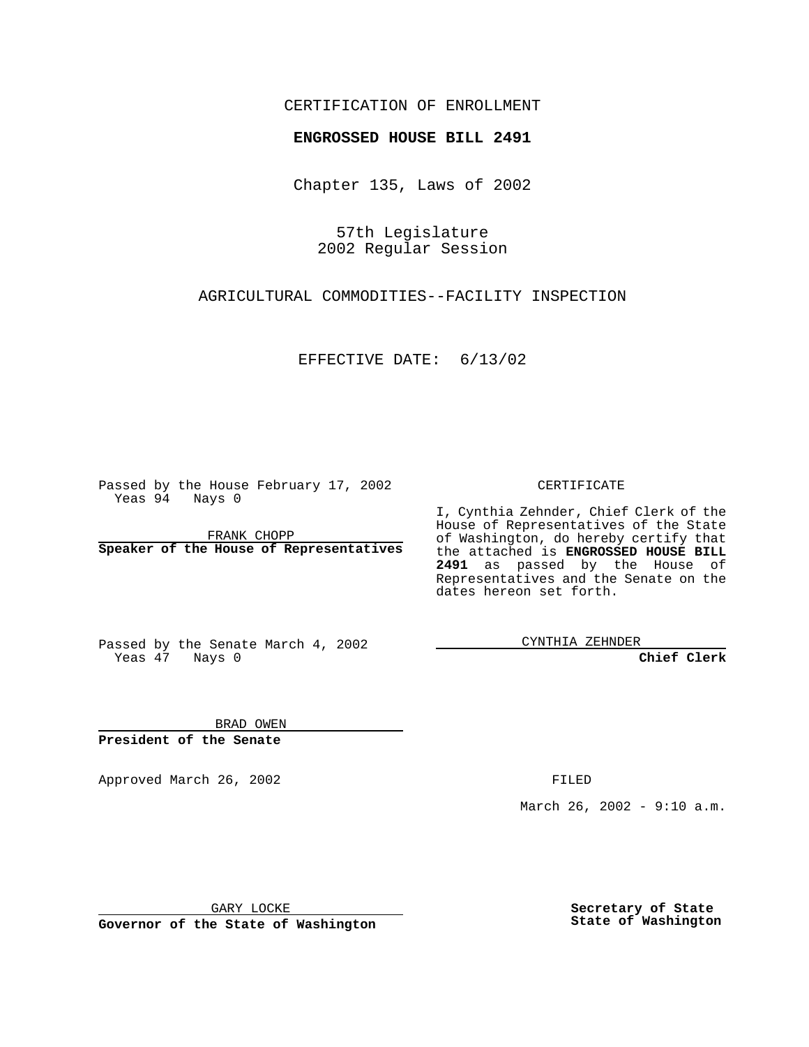CERTIFICATION OF ENROLLMENT

**ENGROSSED HOUSE BILL 2491**

Chapter 135, Laws of 2002

57th Legislature
2002 Regular Session

AGRICULTURAL COMMODITIES--FACILITY INSPECTION

EFFECTIVE DATE: 6/13/02

Passed by the House February 17, 2002
Yeas 94 Nays 0

FRANK CHOPP
**Speaker of the House of Representatives**

Passed by the Senate March 4, 2002
Yeas 47 Nays 0

BRAD OWEN
**President of the Senate**

Approved March 26, 2002

GARY LOCKE
**Governor of the State of Washington**

CERTIFICATE

I, Cynthia Zehnder, Chief Clerk of the House of Representatives of the State of Washington, do hereby certify that the attached is **ENGROSSED HOUSE BILL 2491** as passed by the House of Representatives and the Senate on the dates hereon set forth.

CYNTHIA ZEHNDER
**Chief Clerk**

FILED

March 26, 2002 - 9:10 a.m.

**Secretary of State**
**State of Washington**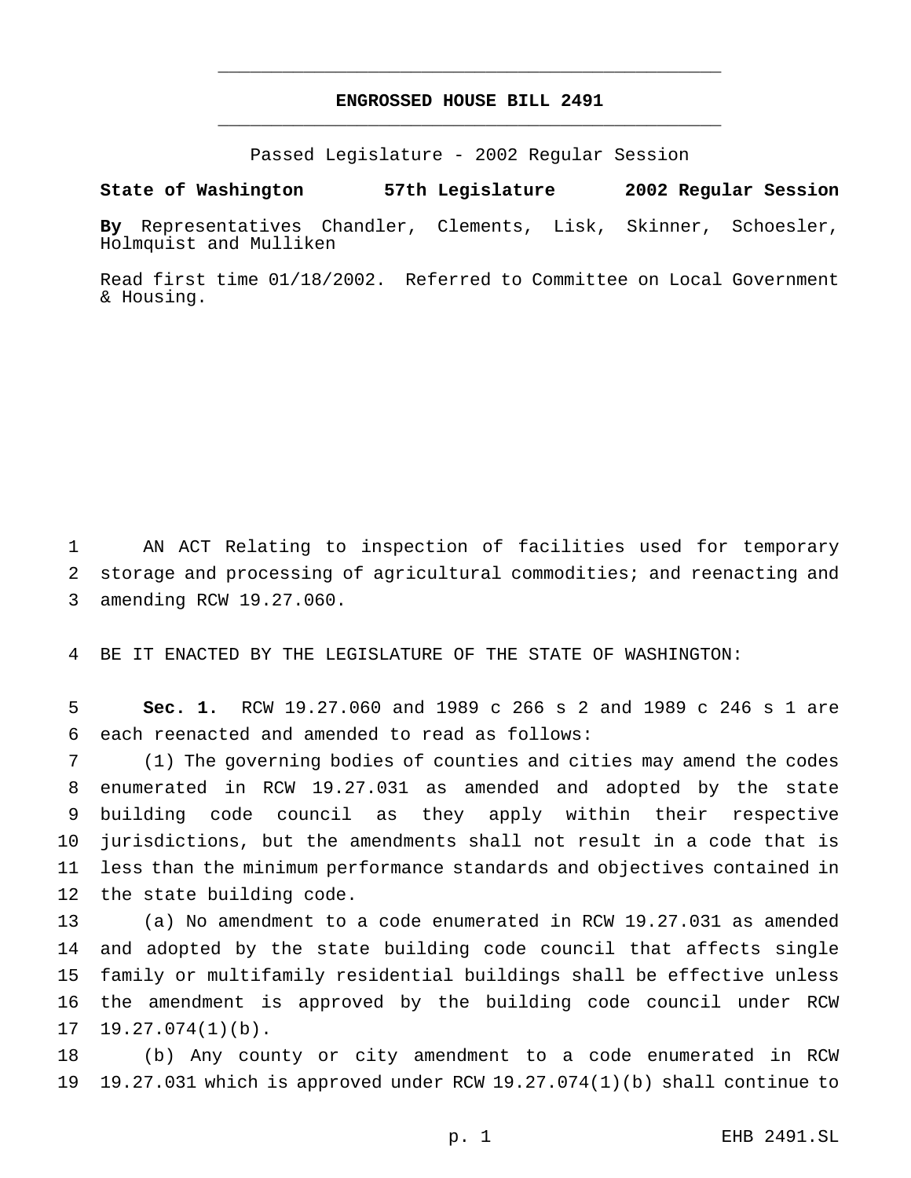# ENGROSSED HOUSE BILL 2491

Passed Legislature - 2002 Regular Session

**State of Washington 57th Legislature 2002 Regular Session**

**By** Representatives Chandler, Clements, Lisk, Skinner, Schoesler, Holmquist and Mulliken

Read first time 01/18/2002. Referred to Committee on Local Government & Housing.

AN ACT Relating to inspection of facilities used for temporary storage and processing of agricultural commodities; and reenacting and amending RCW 19.27.060.

BE IT ENACTED BY THE LEGISLATURE OF THE STATE OF WASHINGTON:

**Sec. 1.** RCW 19.27.060 and 1989 c 266 s 2 and 1989 c 246 s 1 are each reenacted and amended to read as follows:

(1) The governing bodies of counties and cities may amend the codes enumerated in RCW 19.27.031 as amended and adopted by the state building code council as they apply within their respective jurisdictions, but the amendments shall not result in a code that is less than the minimum performance standards and objectives contained in the state building code.

(a) No amendment to a code enumerated in RCW 19.27.031 as amended and adopted by the state building code council that affects single family or multifamily residential buildings shall be effective unless the amendment is approved by the building code council under RCW 19.27.074(1)(b).

(b) Any county or city amendment to a code enumerated in RCW 19.27.031 which is approved under RCW 19.27.074(1)(b) shall continue to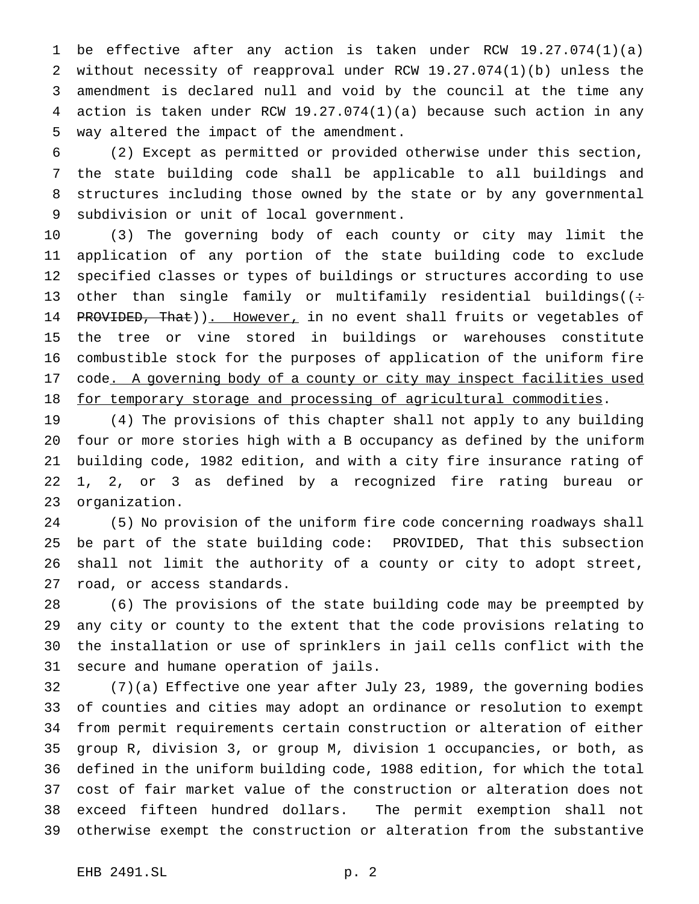be effective after any action is taken under RCW 19.27.074(1)(a) without necessity of reapproval under RCW 19.27.074(1)(b) unless the amendment is declared null and void by the council at the time any action is taken under RCW 19.27.074(1)(a) because such action in any way altered the impact of the amendment.

(2) Except as permitted or provided otherwise under this section, the state building code shall be applicable to all buildings and structures including those owned by the state or by any governmental subdivision or unit of local government.

(3) The governing body of each county or city may limit the application of any portion of the state building code to exclude specified classes or types of buildings or structures according to use other than single family or multifamily residential buildings((: ~~PROVIDED, That~~)). However, in no event shall fruits or vegetables of the tree or vine stored in buildings or warehouses constitute combustible stock for the purposes of application of the uniform fire code. A governing body of a county or city may inspect facilities used for temporary storage and processing of agricultural commodities.

(4) The provisions of this chapter shall not apply to any building four or more stories high with a B occupancy as defined by the uniform building code, 1982 edition, and with a city fire insurance rating of 1, 2, or 3 as defined by a recognized fire rating bureau or organization.

(5) No provision of the uniform fire code concerning roadways shall be part of the state building code: PROVIDED, That this subsection shall not limit the authority of a county or city to adopt street, road, or access standards.

(6) The provisions of the state building code may be preempted by any city or county to the extent that the code provisions relating to the installation or use of sprinklers in jail cells conflict with the secure and humane operation of jails.

(7)(a) Effective one year after July 23, 1989, the governing bodies of counties and cities may adopt an ordinance or resolution to exempt from permit requirements certain construction or alteration of either group R, division 3, or group M, division 1 occupancies, or both, as defined in the uniform building code, 1988 edition, for which the total cost of fair market value of the construction or alteration does not exceed fifteen hundred dollars. The permit exemption shall not otherwise exempt the construction or alteration from the substantive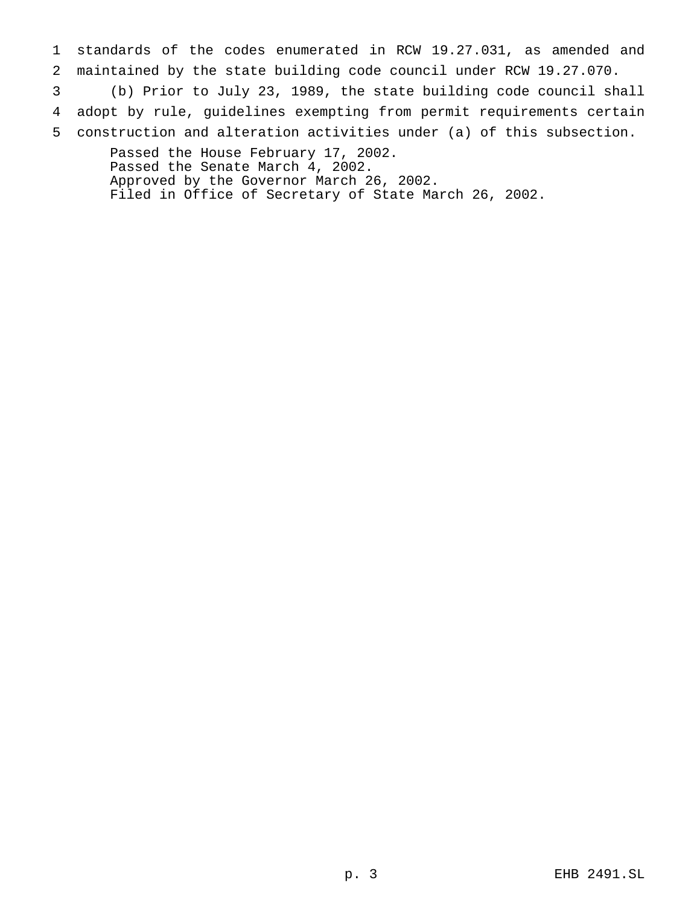standards of the codes enumerated in RCW 19.27.031, as amended and maintained by the state building code council under RCW 19.27.070.

(b) Prior to July 23, 1989, the state building code council shall adopt by rule, guidelines exempting from permit requirements certain construction and alteration activities under (a) of this subsection.

Passed the House February 17, 2002.
Passed the Senate March 4, 2002.
Approved by the Governor March 26, 2002.
Filed in Office of Secretary of State March 26, 2002.